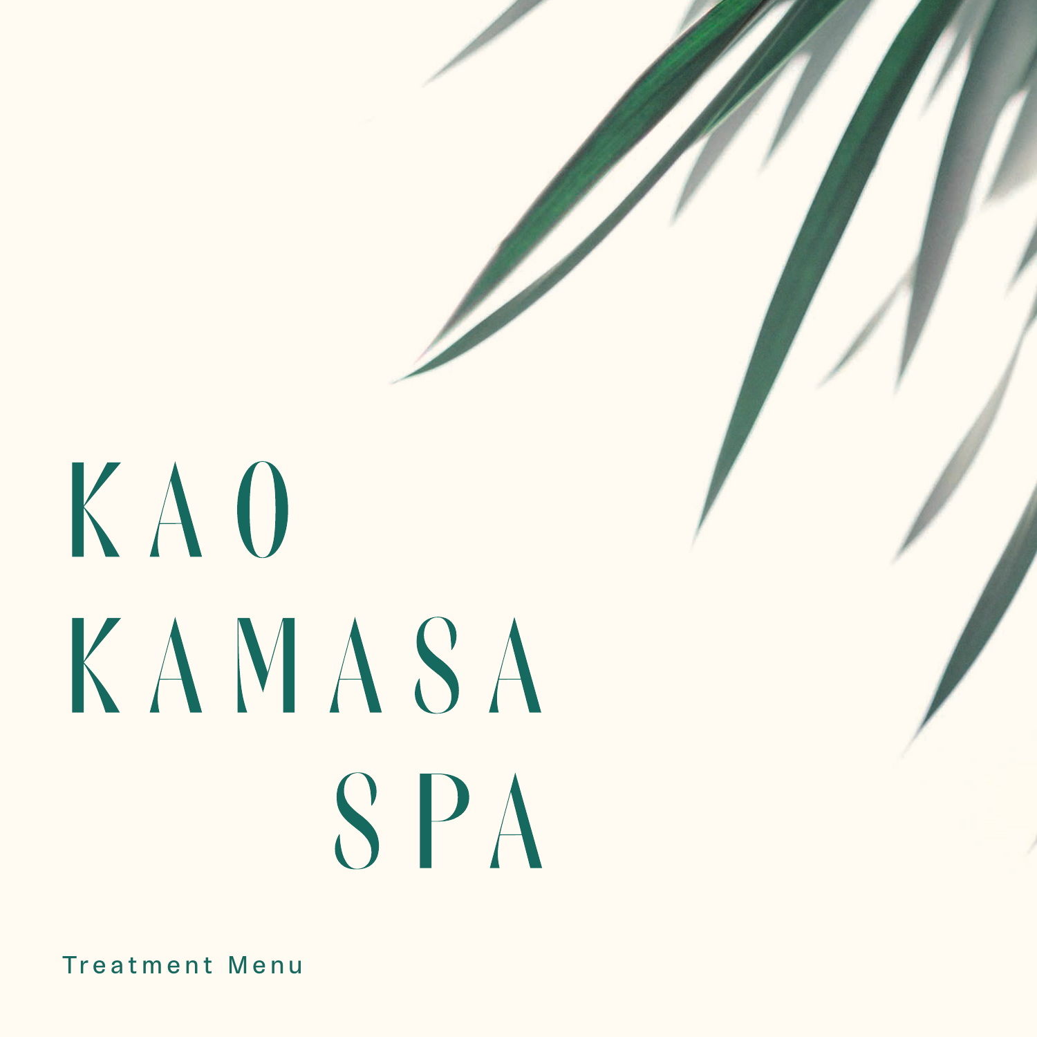# KAO KAMASA SPA

Treatment Menu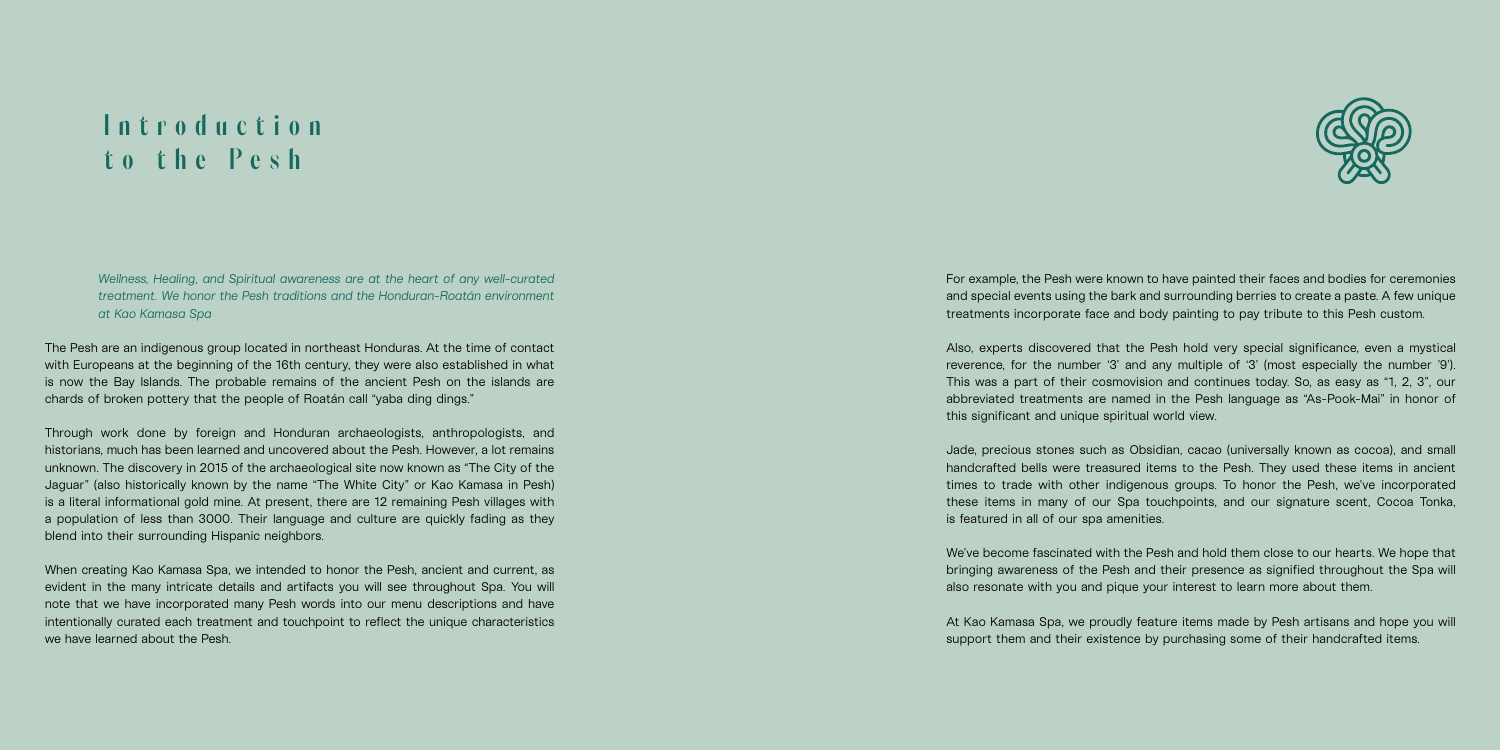# Introduction to the Pesh

*Wellness, Healing, and Spiritual awareness are at the heart of any well-curated treatment. We honor the Pesh traditions and the Honduran-Roatán environment at Kao Kamasa Spa*

The Pesh are an indigenous group located in northeast Honduras. At the time of contact with Europeans at the beginning of the 16th century, they were also established in what is now the Bay Islands. The probable remains of the ancient Pesh on the islands are chards of broken pottery that the people of Roatán call "yaba ding dings."

Through work done by foreign and Honduran archaeologists, anthropologists, and historians, much has been learned and uncovered about the Pesh. However, a lot remains unknown. The discovery in 2015 of the archaeological site now known as "The City of the Jaguar" (also historically known by the name "The White City" or Kao Kamasa in Pesh) is a literal informational gold mine. At present, there are 12 remaining Pesh villages with a population of less than 3000. Their language and culture are quickly fading as they blend into their surrounding Hispanic neighbors.

When creating Kao Kamasa Spa, we intended to honor the Pesh, ancient and current, as evident in the many intricate details and artifacts you will see throughout Spa. You will note that we have incorporated many Pesh words into our menu descriptions and have intentionally curated each treatment and touchpoint to reflect the unique characteristics we have learned about the Pesh.

For example, the Pesh were known to have painted their faces and bodies for ceremonies and special events using the bark and surrounding berries to create a paste. A few unique treatments incorporate face and body painting to pay tribute to this Pesh custom.

Also, experts discovered that the Pesh hold very special significance, even a mystical reverence, for the number '3' and any multiple of '3' (most especially the number '9'). This was a part of their cosmovision and continues today. So, as easy as "1, 2, 3", our abbreviated treatments are named in the Pesh language as "As-Pook-Mai" in honor of this significant and unique spiritual world view.

Jade, precious stones such as Obsidian, cacao (universally known as cocoa), and small handcrafted bells were treasured items to the Pesh. They used these items in ancient times to trade with other indigenous groups. To honor the Pesh, we've incorporated these items in many of our Spa touchpoints, and our signature scent, Cocoa Tonka, is featured in all of our spa amenities.

We've become fascinated with the Pesh and hold them close to our hearts. We hope that bringing awareness of the Pesh and their presence as signified throughout the Spa will also resonate with you and pique your interest to learn more about them.

At Kao Kamasa Spa, we proudly feature items made by Pesh artisans and hope you will support them and their existence by purchasing some of their handcrafted items.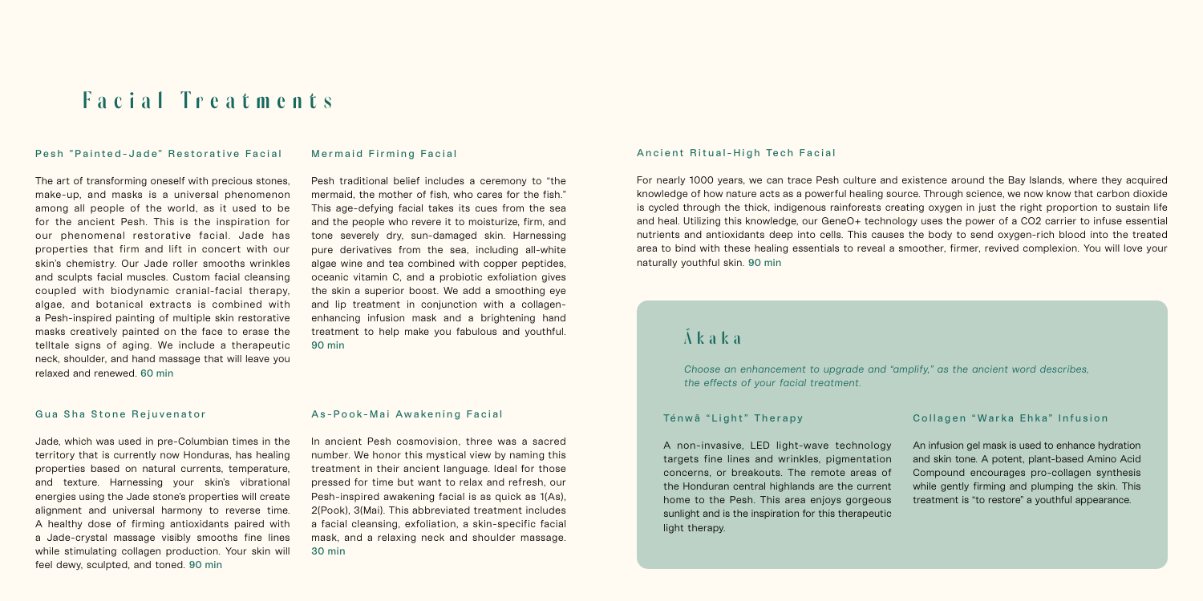# Facial Treatments

### Pesh "Painted-Jade" Restorative Facial

The art of transforming oneself with precious stones, make-up, and masks is a universal phenomenon among all people of the world, as it used to be for the ancient Pesh. This is the inspiration for our phenomenal restorative facial. Jade has properties that firm and lift in concert with our skin's chemistry. Our Jade roller smooths wrinkles and sculpts facial muscles. Custom facial cleansing coupled with biodynamic cranial-facial therapy, algae, and botanical extracts is combined with a Pesh-inspired painting of multiple skin restorative masks creatively painted on the face to erase the telltale signs of aging. We include a therapeutic neck, shoulder, and hand massage that will leave you relaxed and renewed. 60 min

### Gua Sha Stone Rejuvenator

Jade, which was used in pre-Columbian times in the territory that is currently now Honduras, has healing properties based on natural currents, temperature, and texture. Harnessing your skin's vibrational energies using the Jade stone's properties will create alignment and universal harmony to reverse time. A healthy dose of firming antioxidants paired with a Jade-crystal massage visibly smooths fine lines while stimulating collagen production. Your skin will feel dewy, sculpted, and toned. 90 min

### Mermaid Firming Facial

Pesh traditional belief includes a ceremony to "the mermaid, the mother of fish, who cares for the fish." This age-defying facial takes its cues from the sea and the people who revere it to moisturize, firm, and tone severely dry, sun-damaged skin. Harnessing pure derivatives from the sea, including all-white algae wine and tea combined with copper peptides, oceanic vitamin C, and a probiotic exfoliation gives the skin a superior boost. We add a smoothing eye and lip treatment in conjunction with a collagen-enhancing infusion mask and a brightening hand treatment to help make you fabulous and youthful. 90 min

### As-Pook-Mai Awakening Facial

In ancient Pesh cosmovision, three was a sacred number. We honor this mystical view by naming this treatment in their ancient language. Ideal for those pressed for time but want to relax and refresh, our Pesh-inspired awakening facial is as quick as 1(As), 2(Pook), 3(Mai). This abbreviated treatment includes a facial cleansing, exfoliation, a skin-specific facial mask, and a relaxing neck and shoulder massage. 30 min

### Ancient Ritual-High Tech Facial

For nearly 1000 years, we can trace Pesh culture and existence around the Bay Islands, where they acquired knowledge of how nature acts as a powerful healing source. Through science, we now know that carbon dioxide is cycled through the thick, indigenous rainforests creating oxygen in just the right proportion to sustain life and heal. Utilizing this knowledge, our GeneO+ technology uses the power of a CO2 carrier to infuse essential nutrients and antioxidants deep into cells. This causes the body to send oxygen-rich blood into the treated area to bind with these healing essentials to reveal a smoother, firmer, revived complexion. You will love your naturally youthful skin. 90 min

## Ákaka

*Choose an enhancement to upgrade and "amplify," as the ancient word describes, the effects of your facial treatment.*

### Ténwã "Light" Therapy

A non-invasive, LED light-wave technology targets fine lines and wrinkles, pigmentation concerns, or breakouts. The remote areas of the Honduran central highlands are the current home to the Pesh. This area enjoys gorgeous sunlight and is the inspiration for this therapeutic light therapy.

### Collagen "Warka Ehka" Infusion

An infusion gel mask is used to enhance hydration and skin tone. A potent, plant-based Amino Acid Compound encourages pro-collagen synthesis while gently firming and plumping the skin. This treatment is "to restore" a youthful appearance.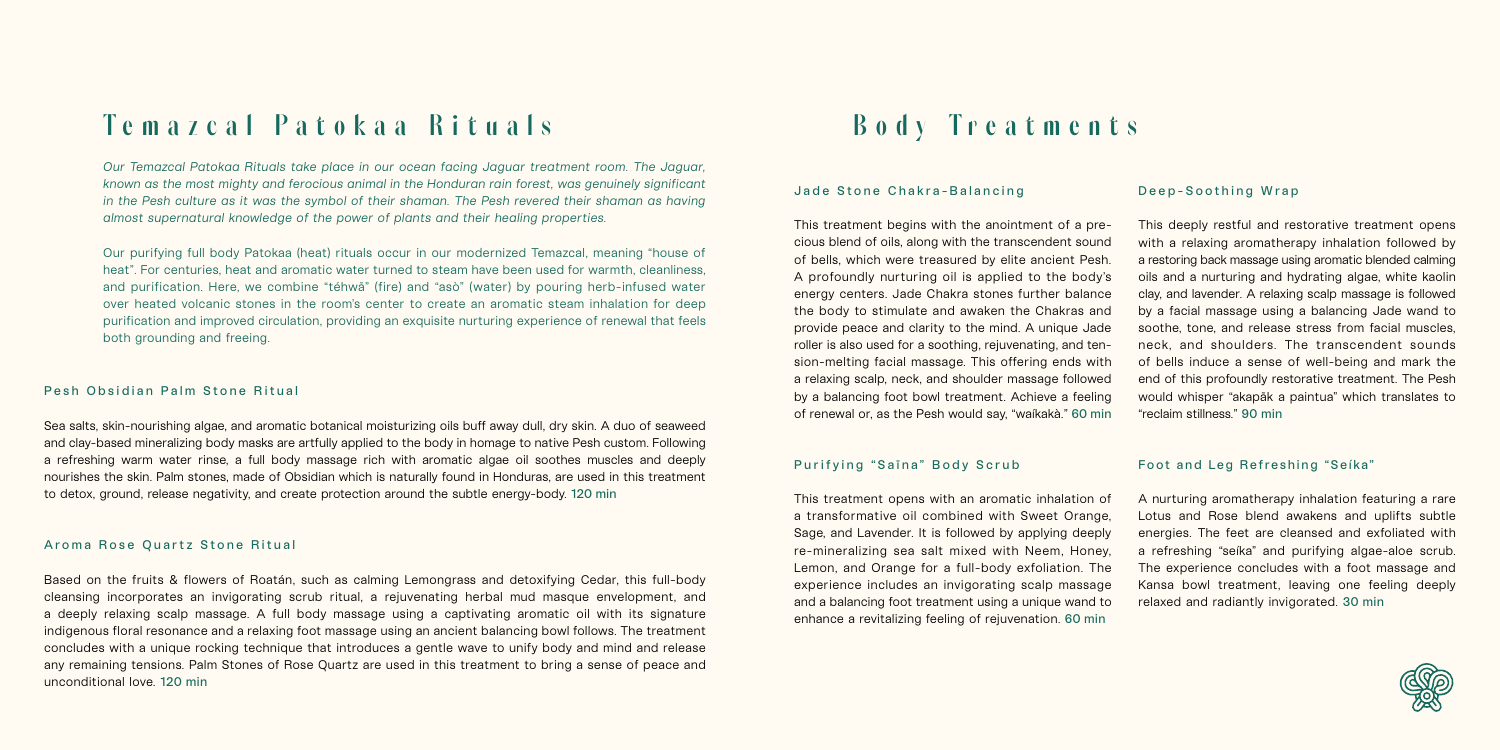# Temazcal Patokaa Rituals

*Our Temazcal Patokaa Rituals take place in our ocean facing Jaguar treatment room. The Jaguar, known as the most mighty and ferocious animal in the Honduran rain forest, was genuinely significant in the Pesh culture as it was the symbol of their shaman. The Pesh revered their shaman as having almost supernatural knowledge of the power of plants and their healing properties.*

Our purifying full body Patokaa (heat) rituals occur in our modernized Temazcal, meaning "house of heat". For centuries, heat and aromatic water turned to steam have been used for warmth, cleanliness, and purification. Here, we combine "téhwâ" (fire) and "asò" (water) by pouring herb-infused water over heated volcanic stones in the room's center to create an aromatic steam inhalation for deep purification and improved circulation, providing an exquisite nurturing experience of renewal that feels both grounding and freeing.

### Pesh Obsidian Palm Stone Ritual

Sea salts, skin-nourishing algae, and aromatic botanical moisturizing oils buff away dull, dry skin. A duo of seaweed and clay-based mineralizing body masks are artfully applied to the body in homage to native Pesh custom. Following a refreshing warm water rinse, a full body massage rich with aromatic algae oil soothes muscles and deeply nourishes the skin. Palm stones, made of Obsidian which is naturally found in Honduras, are used in this treatment to detox, ground, release negativity, and create protection around the subtle energy-body. 120 min

### Aroma Rose Quartz Stone Ritual

Based on the fruits & flowers of Roatán, such as calming Lemongrass and detoxifying Cedar, this full-body cleansing incorporates an invigorating scrub ritual, a rejuvenating herbal mud masque envelopment, and a deeply relaxing scalp massage. A full body massage using a captivating aromatic oil with its signature indigenous floral resonance and a relaxing foot massage using an ancient balancing bowl follows. The treatment concludes with a unique rocking technique that introduces a gentle wave to unify body and mind and release any remaining tensions. Palm Stones of Rose Quartz are used in this treatment to bring a sense of peace and unconditional love. 120 min

# Body Treatments

### Jade Stone Chakra-Balancing

This treatment begins with the anointment of a precious blend of oils, along with the transcendent sound of bells, which were treasured by elite ancient Pesh. A profoundly nurturing oil is applied to the body's energy centers. Jade Chakra stones further balance the body to stimulate and awaken the Chakras and provide peace and clarity to the mind. A unique Jade roller is also used for a soothing, rejuvenating, and tension-melting facial massage. This offering ends with a relaxing scalp, neck, and shoulder massage followed by a balancing foot bowl treatment. Achieve a feeling of renewal or, as the Pesh would say, "waíkakà." 60 min

### Purifying "Saïna" Body Scrub

This treatment opens with an aromatic inhalation of a transformative oil combined with Sweet Orange, Sage, and Lavender. It is followed by applying deeply re-mineralizing sea salt mixed with Neem, Honey, Lemon, and Orange for a full-body exfoliation. The experience includes an invigorating scalp massage and a balancing foot treatment using a unique wand to enhance a revitalizing feeling of rejuvenation. 60 min

### Deep-Soothing Wrap

This deeply restful and restorative treatment opens with a relaxing aromatherapy inhalation followed by a restoring back massage using aromatic blended calming oils and a nurturing and hydrating algae, white kaolin clay, and lavender. A relaxing scalp massage is followed by a facial massage using a balancing Jade wand to soothe, tone, and release stress from facial muscles, neck, and shoulders. The transcendent sounds of bells induce a sense of well-being and mark the end of this profoundly restorative treatment. The Pesh would whisper "akapăk a paintua" which translates to "reclaim stillness." 90 min

### Foot and Leg Refreshing "Seíka"

A nurturing aromatherapy inhalation featuring a rare Lotus and Rose blend awakens and uplifts subtle energies. The feet are cleansed and exfoliated with a refreshing "seíka" and purifying algae-aloe scrub. The experience concludes with a foot massage and Kansa bowl treatment, leaving one feeling deeply relaxed and radiantly invigorated. 30 min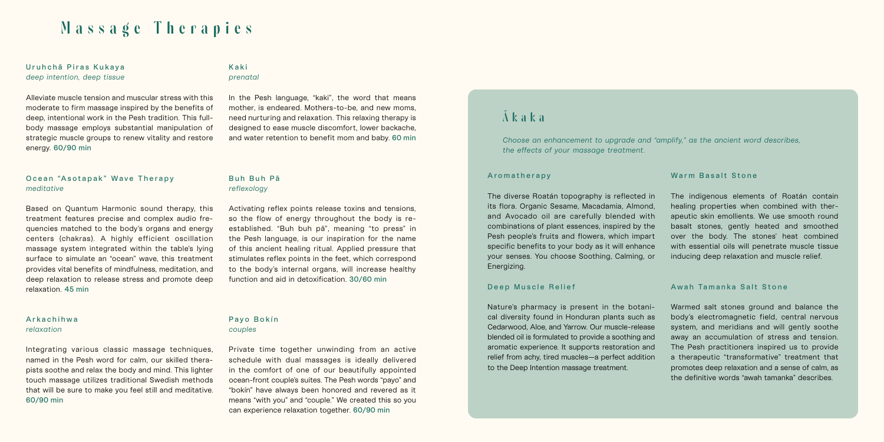# Massage Therapies

### Uruhchã Piras Kukaya
*deep intention, deep tissue*

Alleviate muscle tension and muscular stress with this moderate to firm massage inspired by the benefits of deep, intentional work in the Pesh tradition. This full-body massage employs substantial manipulation of strategic muscle groups to renew vitality and restore energy. 60/90 min

### Kaki
*prenatal*

In the Pesh language, "kaki", the word that means mother, is endeared. Mothers-to-be, and new moms, need nurturing and relaxation. This relaxing therapy is designed to ease muscle discomfort, lower backache, and water retention to benefit mom and baby. 60 min

### Ocean "Asotapak" Wave Therapy
*meditative*

Based on Quantum Harmonic sound therapy, this treatment features precise and complex audio frequencies matched to the body's organs and energy centers (chakras). A highly efficient oscillation massage system integrated within the table's lying surface to simulate an "ocean" wave, this treatment provides vital benefits of mindfulness, meditation, and deep relaxation to release stress and promote deep relaxation. 45 min

### Buh Buh Pâ
*reflexology*

Activating reflex points release toxins and tensions, so the flow of energy throughout the body is re-established. "Buh buh pâ", meaning "to press" in the Pesh language, is our inspiration for the name of this ancient healing ritual. Applied pressure that stimulates reflex points in the feet, which correspond to the body's internal organs, will increase healthy function and aid in detoxification. 30/60 min

### Arkachihwa
*relaxation*

Integrating various classic massage techniques, named in the Pesh word for calm, our skilled therapists soothe and relax the body and mind. This lighter touch massage utilizes traditional Swedish methods that will be sure to make you feel still and meditative. 60/90 min

### Payo Bokín
*couples*

Private time together unwinding from an active schedule with dual massages is ideally delivered in the comfort of one of our beautifully appointed ocean-front couple's suites. The Pesh words "payo" and "bokín" have always been honored and revered as it means "with you" and "couple." We created this so you can experience relaxation together. 60/90 min

## Ákaka

*Choose an enhancement to upgrade and "amplify," as the ancient word describes, the effects of your massage treatment.*

### Aromatherapy

The diverse Roatán topography is reflected in its flora. Organic Sesame, Macadamia, Almond, and Avocado oil are carefully blended with combinations of plant essences, inspired by the Pesh people's fruits and flowers, which impart specific benefits to your body as it will enhance your senses. You choose Soothing, Calming, or Energizing.

### Deep Muscle Relief

Nature's pharmacy is present in the botanical diversity found in Honduran plants such as Cedarwood, Aloe, and Yarrow. Our muscle-release blended oil is formulated to provide a soothing and aromatic experience. It supports restoration and relief from achy, tired muscles—a perfect addition to the Deep Intention massage treatment.

### Warm Basalt Stone

The indigenous elements of Roatán contain healing properties when combined with therapeutic skin emollients. We use smooth round basalt stones, gently heated and smoothed over the body. The stones' heat combined with essential oils will penetrate muscle tissue inducing deep relaxation and muscle relief.

### Awah Tamanka Salt Stone

Warmed salt stones ground and balance the body's electromagnetic field, central nervous system, and meridians and will gently soothe away an accumulation of stress and tension. The Pesh practitioners inspired us to provide a therapeutic "transformative" treatment that promotes deep relaxation and a sense of calm, as the definitive words "awah tamanka" describes.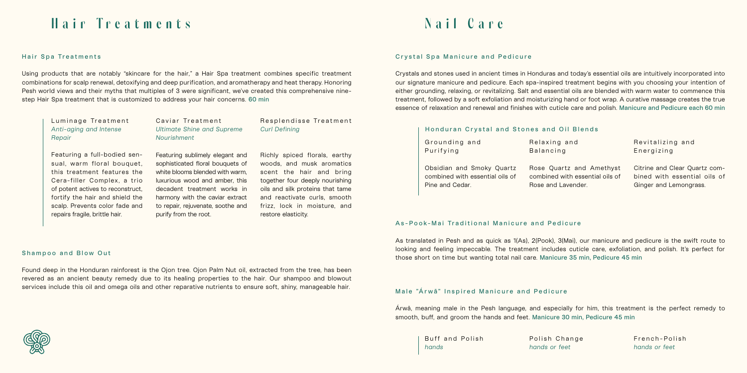# Hair Treatments

## Hair Spa Treatments

Using products that are notably "skincare for the hair," a Hair Spa treatment combines specific treatment combinations for scalp renewal, detoxifying and deep purification, and aromatherapy and heat therapy. Honoring Pesh world views and their myths that multiples of 3 were significant, we've created this comprehensive nine-step Hair Spa treatment that is customized to address your hair concerns. 60 min

### Luminage Treatment
*Anti-aging and Intense Repair*

Featuring a full-bodied sensual, warm floral bouquet, this treatment features the Cera-filler Complex, a trio of potent actives to reconstruct, fortify the hair and shield the scalp. Prevents color fade and repairs fragile, brittle hair.

### Caviar Treatment
*Ultimate Shine and Supreme Nourishment*

Featuring sublimely elegant and sophisticated floral bouquets of white blooms blended with warm, luxurious wood and amber, this decadent treatment works in harmony with the caviar extract to repair, rejuvenate, soothe and purify from the root.

### Resplendisse Treatment
*Curl Defining*

Richly spiced florals, earthy woods, and musk aromatics scent the hair and bring together four deeply nourishing oils and silk proteins that tame and reactivate curls, smooth frizz, lock in moisture, and restore elasticity.

## Shampoo and Blow Out

Found deep in the Honduran rainforest is the Ojon tree. Ojon Palm Nut oil, extracted from the tree, has been revered as an ancient beauty remedy due to its healing properties to the hair. Our shampoo and blowout services include this oil and omega oils and other reparative nutrients to ensure soft, shiny, manageable hair.

# Nail Care

## Crystal Spa Manicure and Pedicure

Crystals and stones used in ancient times in Honduras and today's essential oils are intuitively incorporated into our signature manicure and pedicure. Each spa-inspired treatment begins with you choosing your intention of either grounding, relaxing, or revitalizing. Salt and essential oils are blended with warm water to commence this treatment, followed by a soft exfoliation and moisturizing hand or foot wrap. A curative massage creates the true essence of relaxation and renewal and finishes with cuticle care and polish. Manicure and Pedicure each 60 min

### Honduran Crystal and Stones and Oil Blends

**Grounding and Purifying**

Obsidian and Smoky Quartz combined with essential oils of Pine and Cedar.

**Relaxing and Balancing**

Rose Quartz and Amethyst combined with essential oils of Rose and Lavender.

**Revitalizing and Energizing**

Citrine and Clear Quartz combined with essential oils of Ginger and Lemongrass.

## As-Pook-Mai Traditional Manicure and Pedicure

As translated in Pesh and as quick as 1(As), 2(Pook), 3(Mai), our manicure and pedicure is the swift route to looking and feeling impeccable. The treatment includes cuticle care, exfoliation, and polish. It's perfect for those short on time but wanting total nail care. Manicure 35 min, Pedicure 45 min

## Male "Árwâ" Inspired Manicure and Pedicure

Árwâ, meaning male in the Pesh language, and especially for him, this treatment is the perfect remedy to smooth, buff, and groom the hands and feet. Manicure 30 min, Pedicure 45 min

**Buff and Polish**
*hands*

**Polish Change**
*hands or feet*

**French-Polish**
*hands or feet*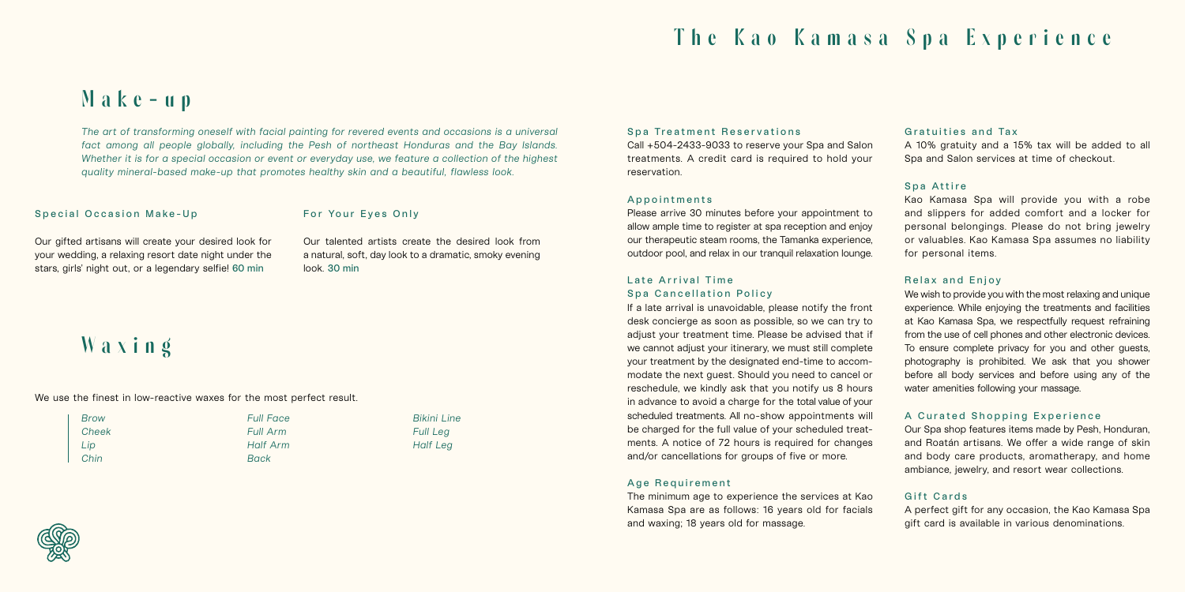# The Kao Kamasa Spa Experience

## Make-up

*The art of transforming oneself with facial painting for revered events and occasions is a universal fact among all people globally, including the Pesh of northeast Honduras and the Bay Islands. Whether it is for a special occasion or event or everyday use, we feature a collection of the highest quality mineral-based make-up that promotes healthy skin and a beautiful, flawless look.*

### Special Occasion Make-Up

Our gifted artisans will create your desired look for your wedding, a relaxing resort date night under the stars, girls' night out, or a legendary selfie! 60 min

### For Your Eyes Only

Our talented artists create the desired look from a natural, soft, day look to a dramatic, smoky evening look. 30 min

## Waxing

We use the finest in low-reactive waxes for the most perfect result.

- *Brow*
- *Cheek*
- *Lip*
- *Chin*
- *Full Face*
- *Full Arm*
- *Half Arm*
- *Back*
- *Bikini Line*
- *Full Leg*
- *Half Leg*

### Spa Treatment Reservations

Call +504-2433-9033 to reserve your Spa and Salon treatments. A credit card is required to hold your reservation.

### Appointments

Please arrive 30 minutes before your appointment to allow ample time to register at spa reception and enjoy our therapeutic steam rooms, the Tamanka experience, outdoor pool, and relax in our tranquil relaxation lounge.

### Late Arrival Time
### Spa Cancellation Policy

If a late arrival is unavoidable, please notify the front desk concierge as soon as possible, so we can try to adjust your treatment time. Please be advised that if we cannot adjust your itinerary, we must still complete your treatment by the designated end-time to accommodate the next guest. Should you need to cancel or reschedule, we kindly ask that you notify us 8 hours in advance to avoid a charge for the total value of your scheduled treatments. All no-show appointments will be charged for the full value of your scheduled treatments. A notice of 72 hours is required for changes and/or cancellations for groups of five or more.

### Age Requirement

The minimum age to experience the services at Kao Kamasa Spa are as follows: 16 years old for facials and waxing; 18 years old for massage.

### Gratuities and Tax

A 10% gratuity and a 15% tax will be added to all Spa and Salon services at time of checkout.

### Spa Attire

Kao Kamasa Spa will provide you with a robe and slippers for added comfort and a locker for personal belongings. Please do not bring jewelry or valuables. Kao Kamasa Spa assumes no liability for personal items.

### Relax and Enjoy

We wish to provide you with the most relaxing and unique experience. While enjoying the treatments and facilities at Kao Kamasa Spa, we respectfully request refraining from the use of cell phones and other electronic devices. To ensure complete privacy for you and other guests, photography is prohibited. We ask that you shower before all body services and before using any of the water amenities following your massage.

### A Curated Shopping Experience

Our Spa shop features items made by Pesh, Honduran, and Roatán artisans. We offer a wide range of skin and body care products, aromatherapy, and home ambiance, jewelry, and resort wear collections.

### Gift Cards

A perfect gift for any occasion, the Kao Kamasa Spa gift card is available in various denominations.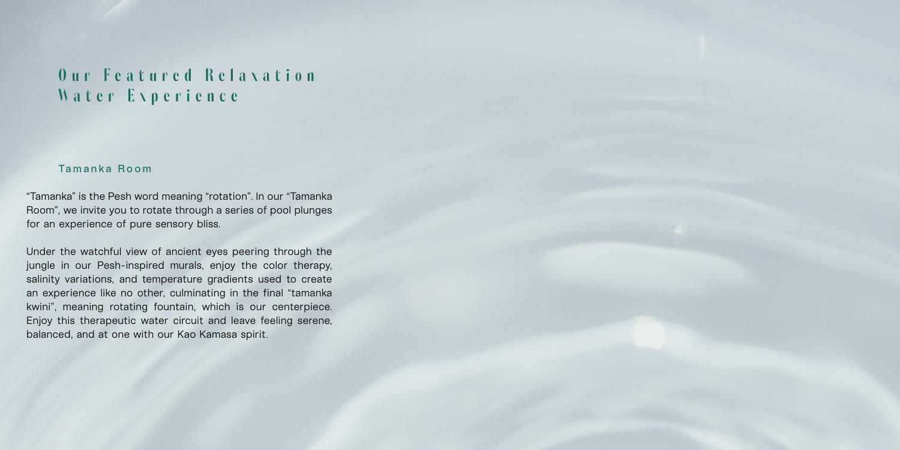# Our Featured Relaxation Water Experience

## Tamanka Room

"Tamanka" is the Pesh word meaning "rotation". In our "Tamanka Room", we invite you to rotate through a series of pool plunges for an experience of pure sensory bliss.

Under the watchful view of ancient eyes peering through the jungle in our Pesh-inspired murals, enjoy the color therapy, salinity variations, and temperature gradients used to create an experience like no other, culminating in the final "tamanka kwini", meaning rotating fountain, which is our centerpiece. Enjoy this therapeutic water circuit and leave feeling serene, balanced, and at one with our Kao Kamasa spirit.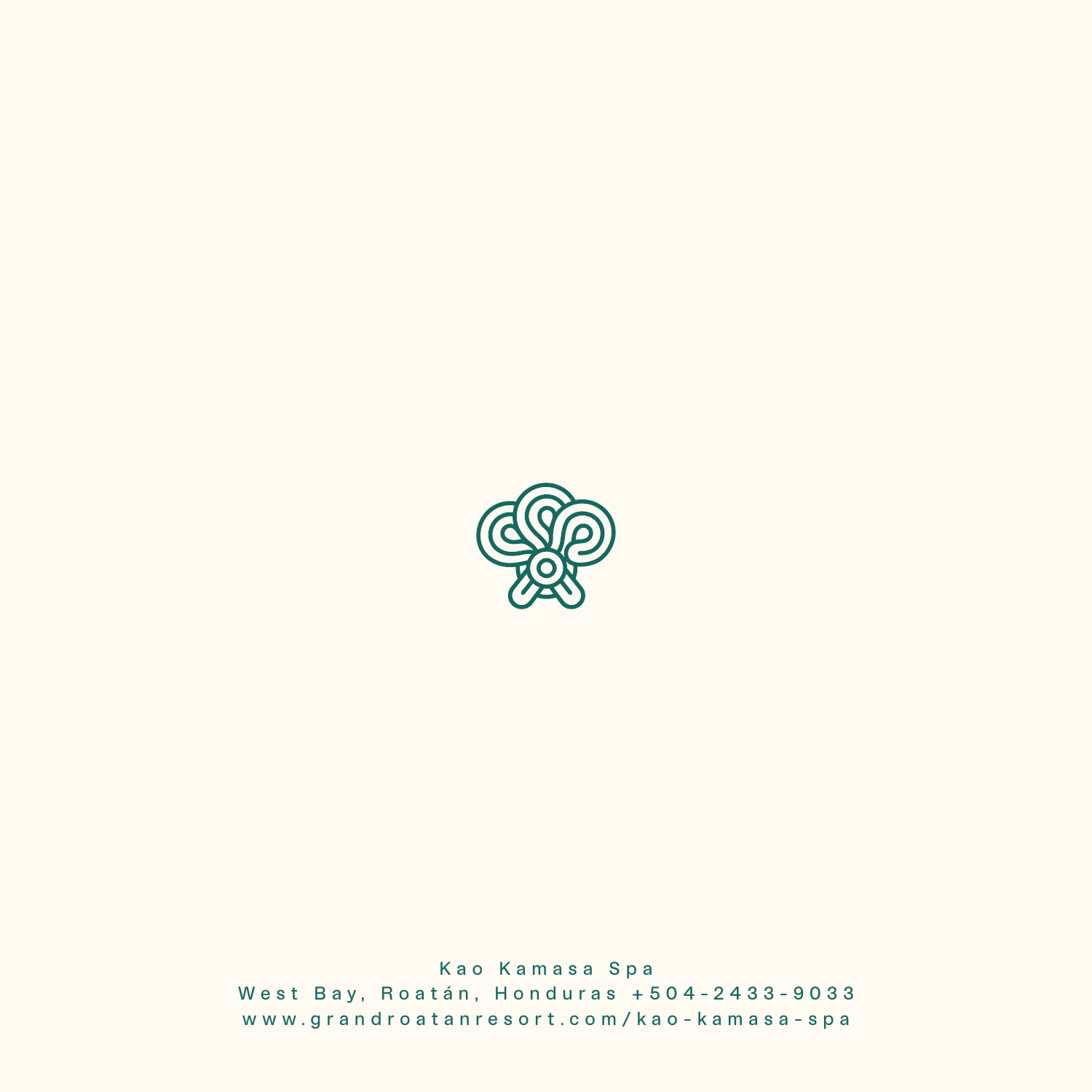Kao Kamasa Spa

West Bay, Roatán, Honduras +504-2433-9033

www.grandroatanresort.com/kao-kamasa-spa